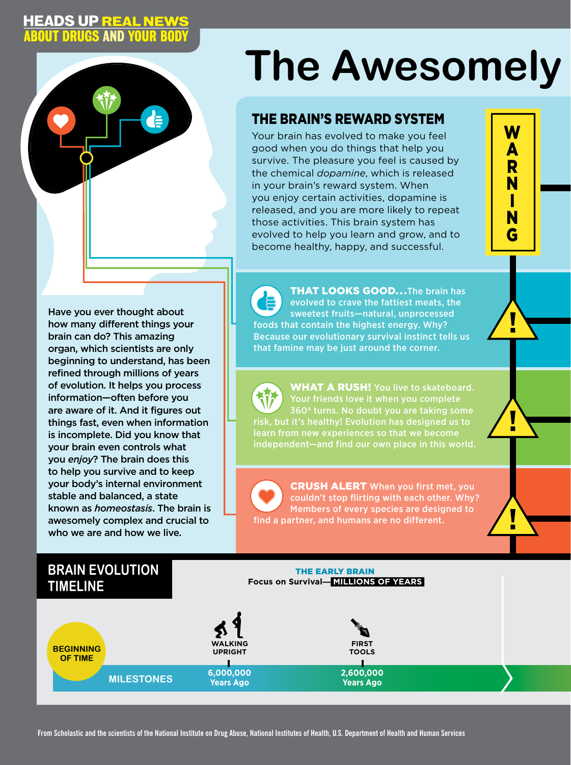**HEADS UP REAL NEWS ABOUT DRUGS AND YOUR BODY**

# The Awesomely

Have you ever thought about how many different things your brain can do? This amazing organ, which scientists are only beginning to understand, has been refined through millions of years of evolution. It helps you process information—often before you are aware of it. And it figures out things fast, even when information is incomplete. Did you know that your brain even controls what you *enjoy*? The brain does this to help you survive and to keep your body's internal environment stable and balanced, a state known as *homeostasis*. The brain is awesomely complex and crucial to who we are and how we live.

## THE BRAIN'S REWARD SYSTEM

Your brain has evolved to make you feel good when you do things that help you survive. The pleasure you feel is caused by the chemical *dopamine*, which is released in your brain's reward system. When you enjoy certain activities, dopamine is released, and you are more likely to repeat those activities. This brain system has evolved to help you learn and grow, and to become healthy, happy, and successful.

**WARNING**

**THAT LOOKS GOOD...** The brain has evolved to crave the fattiest meats, the sweetest fruits—natural, unprocessed foods that contain the highest energy. Why? Because our evolutionary survival instinct tells us that famine may be just around the corner.

**WHAT A RUSH!** You live to skateboard. Your friends love it when you complete 360° turns. No doubt you are taking some risk, but it's healthy! Evolution has designed us to learn from new experiences so that we become independent—and find our own place in this world.

**CRUSH ALERT** When you first met, you couldn't stop flirting with each other. Why? Members of every species are designed to find a partner, and humans are no different.

## BRAIN EVOLUTION TIMELINE

**THE EARLY BRAIN**
Focus on Survival—**MILLIONS OF YEARS**

BEGINNING OF TIME

MILESTONES

- WALKING UPRIGHT — 6,000,000 Years Ago
- FIRST TOOLS — 2,600,000 Years Ago

From Scholastic and the scientists of the National Institute on Drug Abuse, National Institutes of Health, U.S. Department of Health and Human Services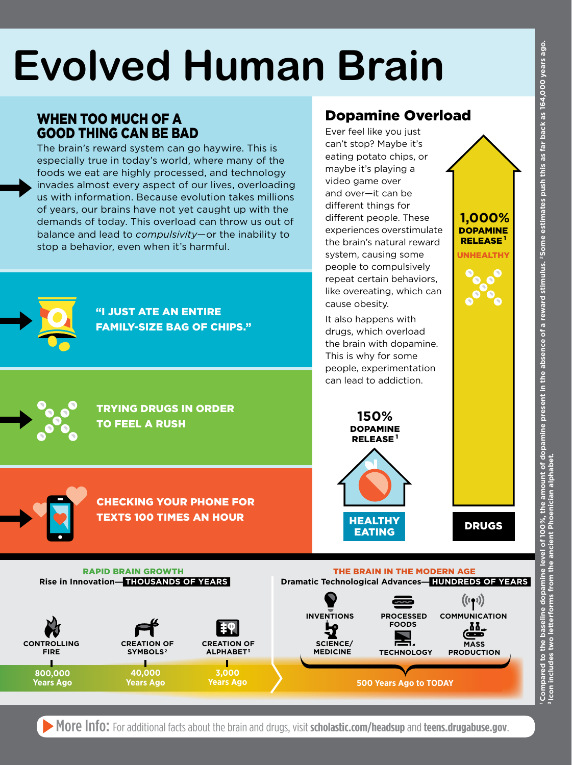# Evolved Human Brain

## WHEN TOO MUCH OF A GOOD THING CAN BE BAD

The brain's reward system can go haywire. This is especially true in today's world, where many of the foods we eat are highly processed, and technology invades almost every aspect of our lives, overloading us with information. Because evolution takes millions of years, our brains have not yet caught up with the demands of today. This overload can throw us out of balance and lead to *compulsivity*—or the inability to stop a behavior, even when it's harmful.

**"I JUST ATE AN ENTIRE FAMILY-SIZE BAG OF CHIPS."**

**TRYING DRUGS IN ORDER TO FEEL A RUSH**

**CHECKING YOUR PHONE FOR TEXTS 100 TIMES AN HOUR**

## Dopamine Overload

Ever feel like you just can't stop? Maybe it's eating potato chips, or maybe it's playing a video game over and over—it can be different things for different people. These experiences overstimulate the brain's natural reward system, causing some people to compulsively repeat certain behaviors, like overeating, which can cause obesity.

It also happens with drugs, which overload the brain with dopamine. This is why for some people, experimentation can lead to addiction.

150% DOPAMINE RELEASE[1]

HEALTHY EATING

1,000% DOPAMINE RELEASE[1]

UNHEALTHY

DRUGS

### RAPID BRAIN GROWTH

Rise in Innovation—**THOUSANDS OF YEARS**

CONTROLLING FIRE — 800,000 Years Ago

CREATION OF SYMBOLS[2] — 40,000 Years Ago

CREATION OF ALPHABET[3] — 3,000 Years Ago

### THE BRAIN IN THE MODERN AGE

Dramatic Technological Advances—**HUNDREDS OF YEARS**

INVENTIONS

PROCESSED FOODS

COMMUNICATION

SCIENCE/MEDICINE

TECHNOLOGY

MASS PRODUCTION

500 Years Ago to TODAY

**More Info:** For additional facts about the brain and drugs, visit **scholastic.com/headsup** and **teens.drugabuse.gov**.

[1] Compared to the baseline dopamine level of 100%, the amount of dopamine present in the absence of a reward stimulus. [2] Some estimates push this as far back as 164,000 years ago. [3] Icon includes two letterforms from the ancient Phoenician alphabet.